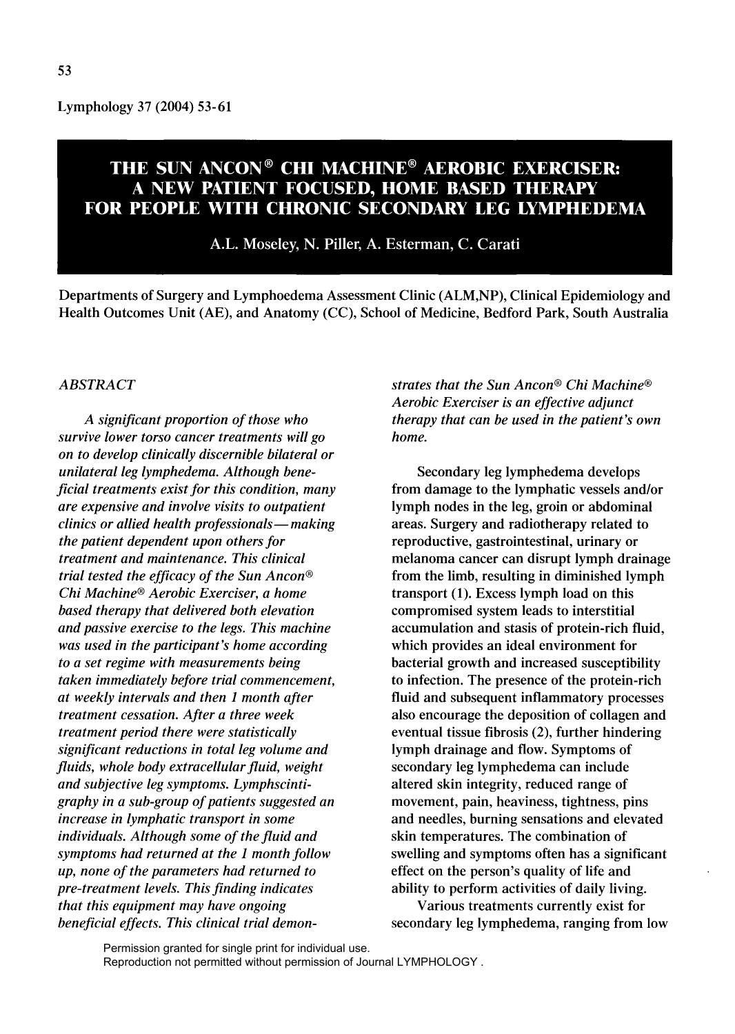# THE SUN ANCON® CHI MACHINE® AEROBIC EXERCISER: A NEW PATIENT FOCUSED, HOME BASED THERAPY FOR PEOPLE WITH CHRONIC SECONDARY LEG LYMPHEDEMA

A.L. Moseley, N. Piller, A. Esterman, C. Carati

Departments of Surgery and Lymphoedema Assessment Clinic (ALM,NP), Clinical Epidemiology and Health Outcomes Unit (AE), and Anatomy (CC), School of Medicine, Bedford Park, South Australia

## ABSTRACT

*A significant proportion of those who survive lower torso cancer treatments will go on to develop clinically discernible bilateral or unilateral leg lymphedema. Although beneficial treatments exist for this condition, many are expensive and involve visits to outpatient clinics or allied health professionals—making the patient dependent upon others for treatment and maintenance. This clinical trial tested the efficacy of the Sun Ancon® Chi Machine® Aerobic Exerciser, a home based therapy that delivered both elevation and passive exercise to the legs. This machine was used in the participant's home according to a set regime with measurements being taken immediately before trial commencement, at weekly intervals and then 1 month after treatment cessation. After a three week treatment period there were statistically significant reductions in total leg volume and fluids, whole body extracellular fluid, weight and subjective leg symptoms. Lymphscintigraphy in a sub-group of patients suggested an increase in lymphatic transport in some individuals. Although some of the fluid and symptoms had returned at the 1 month follow up, none of the parameters had returned to pre-treatment levels. This finding indicates that this equipment may have ongoing beneficial effects. This clinical trial demonstrates that the Sun Ancon® Chi Machine® Aerobic Exerciser is an effective adjunct therapy that can be used in the patient's own home.*

Secondary leg lymphedema develops from damage to the lymphatic vessels and/or lymph nodes in the leg, groin or abdominal areas. Surgery and radiotherapy related to reproductive, gastrointestinal, urinary or melanoma cancer can disrupt lymph drainage from the limb, resulting in diminished lymph transport (1). Excess lymph load on this compromised system leads to interstitial accumulation and stasis of protein-rich fluid, which provides an ideal environment for bacterial growth and increased susceptibility to infection. The presence of the protein-rich fluid and subsequent inflammatory processes also encourage the deposition of collagen and eventual tissue fibrosis (2), further hindering lymph drainage and flow. Symptoms of secondary leg lymphedema can include altered skin integrity, reduced range of movement, pain, heaviness, tightness, pins and needles, burning sensations and elevated skin temperatures. The combination of swelling and symptoms often has a significant effect on the person's quality of life and ability to perform activities of daily living.

Various treatments currently exist for secondary leg lymphedema, ranging from low

Permission granted for single print for individual use.
Reproduction not permitted without permission of Journal LYMPHOLOGY .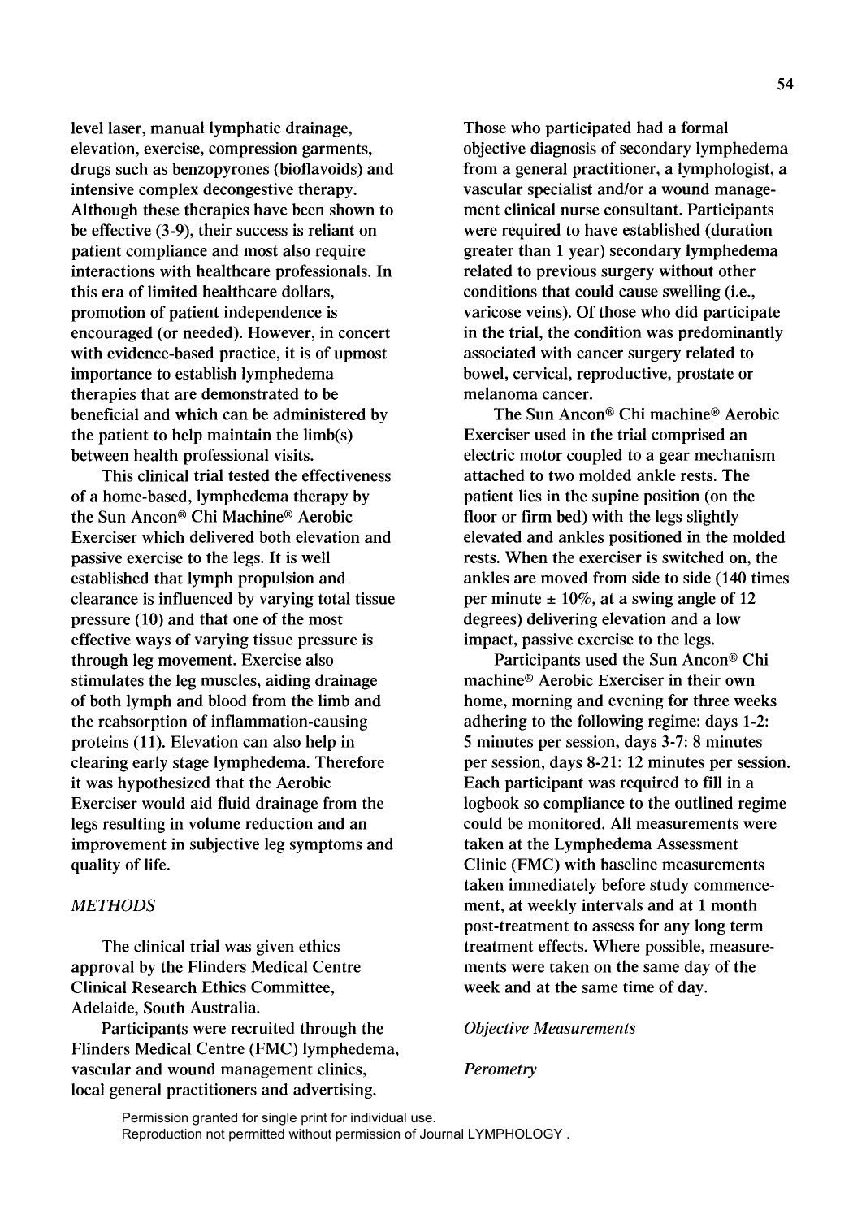level laser, manual lymphatic drainage, elevation, exercise, compression garments, drugs such as benzopyrones (bioflavoids) and intensive complex decongestive therapy. Although these therapies have been shown to be effective (3-9), their success is reliant on patient compliance and most also require interactions with healthcare professionals. In this era of limited healthcare dollars, promotion of patient independence is encouraged (or needed). However, in concert with evidence-based practice, it is of upmost importance to establish lymphedema therapies that are demonstrated to be beneficial and which can be administered by the patient to help maintain the limb(s) between health professional visits.

This clinical trial tested the effectiveness of a home-based, lymphedema therapy by the Sun Ancon® Chi Machine® Aerobic Exerciser which delivered both elevation and passive exercise to the legs. It is well established that lymph propulsion and clearance is influenced by varying total tissue pressure (10) and that one of the most effective ways of varying tissue pressure is through leg movement. Exercise also stimulates the leg muscles, aiding drainage of both lymph and blood from the limb and the reabsorption of inflammation-causing proteins (11). Elevation can also help in clearing early stage lymphedema. Therefore it was hypothesized that the Aerobic Exerciser would aid fluid drainage from the legs resulting in volume reduction and an improvement in subjective leg symptoms and quality of life.

## *METHODS*

The clinical trial was given ethics approval by the Flinders Medical Centre Clinical Research Ethics Committee, Adelaide, South Australia.

Participants were recruited through the Flinders Medical Centre (FMC) lymphedema, vascular and wound management clinics, local general practitioners and advertising. Those who participated had a formal objective diagnosis of secondary lymphedema from a general practitioner, a lymphologist, a vascular specialist and/or a wound management clinical nurse consultant. Participants were required to have established (duration greater than 1 year) secondary lymphedema related to previous surgery without other conditions that could cause swelling (i.e., varicose veins). Of those who did participate in the trial, the condition was predominantly associated with cancer surgery related to bowel, cervical, reproductive, prostate or melanoma cancer.

The Sun Ancon® Chi machine® Aerobic Exerciser used in the trial comprised an electric motor coupled to a gear mechanism attached to two molded ankle rests. The patient lies in the supine position (on the floor or firm bed) with the legs slightly elevated and ankles positioned in the molded rests. When the exerciser is switched on, the ankles are moved from side to side (140 times per minute ± 10%, at a swing angle of 12 degrees) delivering elevation and a low impact, passive exercise to the legs.

Participants used the Sun Ancon® Chi machine® Aerobic Exerciser in their own home, morning and evening for three weeks adhering to the following regime: days 1-2: 5 minutes per session, days 3-7: 8 minutes per session, days 8-21: 12 minutes per session. Each participant was required to fill in a logbook so compliance to the outlined regime could be monitored. All measurements were taken at the Lymphedema Assessment Clinic (FMC) with baseline measurements taken immediately before study commencement, at weekly intervals and at 1 month post-treatment to assess for any long term treatment effects. Where possible, measurements were taken on the same day of the week and at the same time of day.

### *Objective Measurements*

#### *Perometry*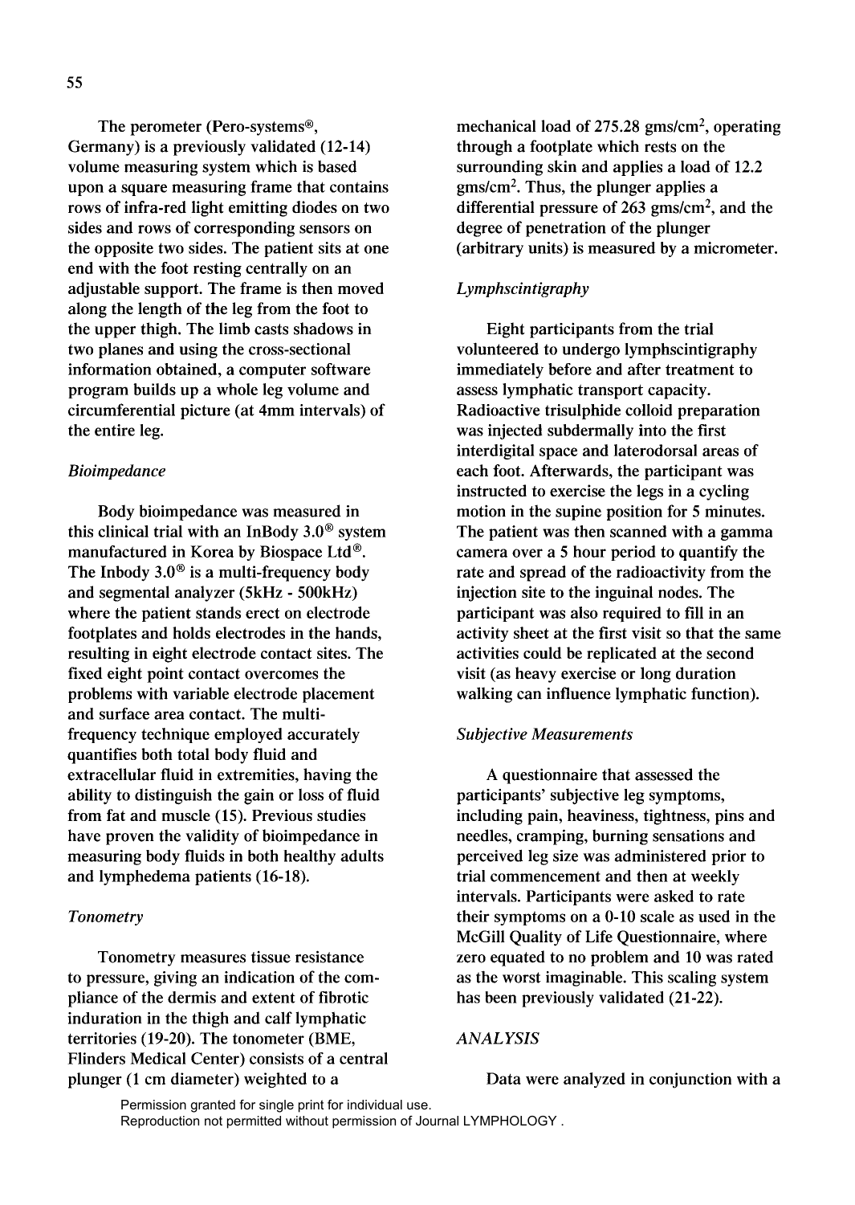The perometer (Pero-systems®, Germany) is a previously validated (12-14) volume measuring system which is based upon a square measuring frame that contains rows of infra-red light emitting diodes on two sides and rows of corresponding sensors on the opposite two sides. The patient sits at one end with the foot resting centrally on an adjustable support. The frame is then moved along the length of the leg from the foot to the upper thigh. The limb casts shadows in two planes and using the cross-sectional information obtained, a computer software program builds up a whole leg volume and circumferential picture (at 4mm intervals) of the entire leg.

*Bioimpedance*

Body bioimpedance was measured in this clinical trial with an InBody 3.0® system manufactured in Korea by Biospace Ltd®. The Inbody 3.0® is a multi-frequency body and segmental analyzer (5kHz - 500kHz) where the patient stands erect on electrode footplates and holds electrodes in the hands, resulting in eight electrode contact sites. The fixed eight point contact overcomes the problems with variable electrode placement and surface area contact. The multi-frequency technique employed accurately quantifies both total body fluid and extracellular fluid in extremities, having the ability to distinguish the gain or loss of fluid from fat and muscle (15). Previous studies have proven the validity of bioimpedance in measuring body fluids in both healthy adults and lymphedema patients (16-18).

*Tonometry*

Tonometry measures tissue resistance to pressure, giving an indication of the compliance of the dermis and extent of fibrotic induration in the thigh and calf lymphatic territories (19-20). The tonometer (BME, Flinders Medical Center) consists of a central plunger (1 cm diameter) weighted to a mechanical load of 275.28 gms/cm$^2$, operating through a footplate which rests on the surrounding skin and applies a load of 12.2 gms/cm$^2$. Thus, the plunger applies a differential pressure of 263 gms/cm$^2$, and the degree of penetration of the plunger (arbitrary units) is measured by a micrometer.

*Lymphscintigraphy*

Eight participants from the trial volunteered to undergo lymphscintigraphy immediately before and after treatment to assess lymphatic transport capacity. Radioactive trisulphide colloid preparation was injected subdermally into the first interdigital space and laterodorsal areas of each foot. Afterwards, the participant was instructed to exercise the legs in a cycling motion in the supine position for 5 minutes. The patient was then scanned with a gamma camera over a 5 hour period to quantify the rate and spread of the radioactivity from the injection site to the inguinal nodes. The participant was also required to fill in an activity sheet at the first visit so that the same activities could be replicated at the second visit (as heavy exercise or long duration walking can influence lymphatic function).

*Subjective Measurements*

A questionnaire that assessed the participants' subjective leg symptoms, including pain, heaviness, tightness, pins and needles, cramping, burning sensations and perceived leg size was administered prior to trial commencement and then at weekly intervals. Participants were asked to rate their symptoms on a 0-10 scale as used in the McGill Quality of Life Questionnaire, where zero equated to no problem and 10 was rated as the worst imaginable. This scaling system has been previously validated (21-22).

*ANALYSIS*

Data were analyzed in conjunction with a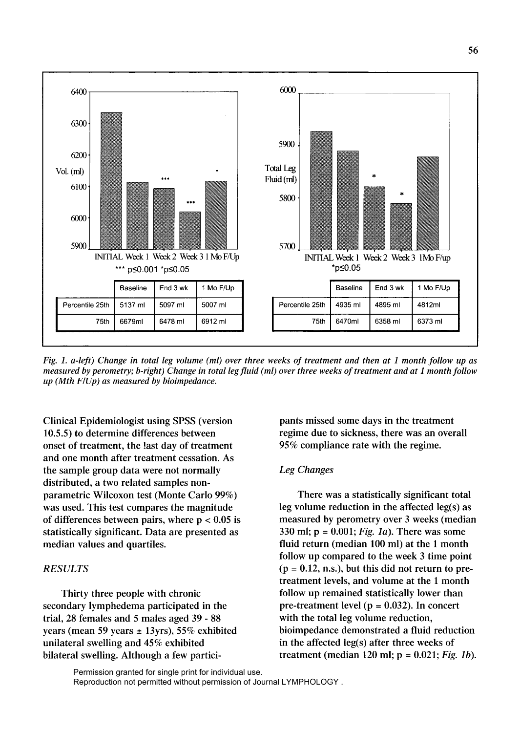| | Baseline | End 3 wk | 1 Mo F/Up |
|---|---|---|---|
| Percentile 25th | 5137 ml | 5097 ml | 5007 ml |
| 75th | 6679ml | 6478 ml | 6912 ml |

| | Baseline | End 3 wk | 1 Mo F/Up |
|---|---|---|---|
| Percentile 25th | 4935 ml | 4895 ml | 4812ml |
| 75th | 6470ml | 6358 ml | 6373 ml |

*Fig. 1. a-left) Change in total leg volume (ml) over three weeks of treatment and then at 1 month follow up as measured by perometry; b-right) Change in total leg fluid (ml) over three weeks of treatment and at 1 month follow up (Mth F/Up) as measured by bioimpedance.*

Clinical Epidemiologist using SPSS (version 10.5.5) to determine differences between onset of treatment, the last day of treatment and one month after treatment cessation. As the sample group data were not normally distributed, a two related samples non-parametric Wilcoxon test (Monte Carlo 99%) was used. This test compares the magnitude of differences between pairs, where $p < 0.05$ is statistically significant. Data are presented as median values and quartiles.

## RESULTS

Thirty three people with chronic secondary lymphedema participated in the trial, 28 females and 5 males aged 39 - 88 years (mean 59 years ± 13yrs), 55% exhibited unilateral swelling and 45% exhibited bilateral swelling. Although a few participants missed some days in the treatment regime due to sickness, there was an overall 95% compliance rate with the regime.

### *Leg Changes*

There was a statistically significant total leg volume reduction in the affected leg(s) as measured by perometry over 3 weeks (median 330 ml; $p = 0.001$; *Fig. 1a*). There was some fluid return (median 100 ml) at the 1 month follow up compared to the week 3 time point ($p = 0.12$, n.s.), but this did not return to pre-treatment levels, and volume at the 1 month follow up remained statistically lower than pre-treatment level ($p = 0.032$). In concert with the total leg volume reduction, bioimpedance demonstrated a fluid reduction in the affected leg(s) after three weeks of treatment (median 120 ml; $p = 0.021$; *Fig. 1b*).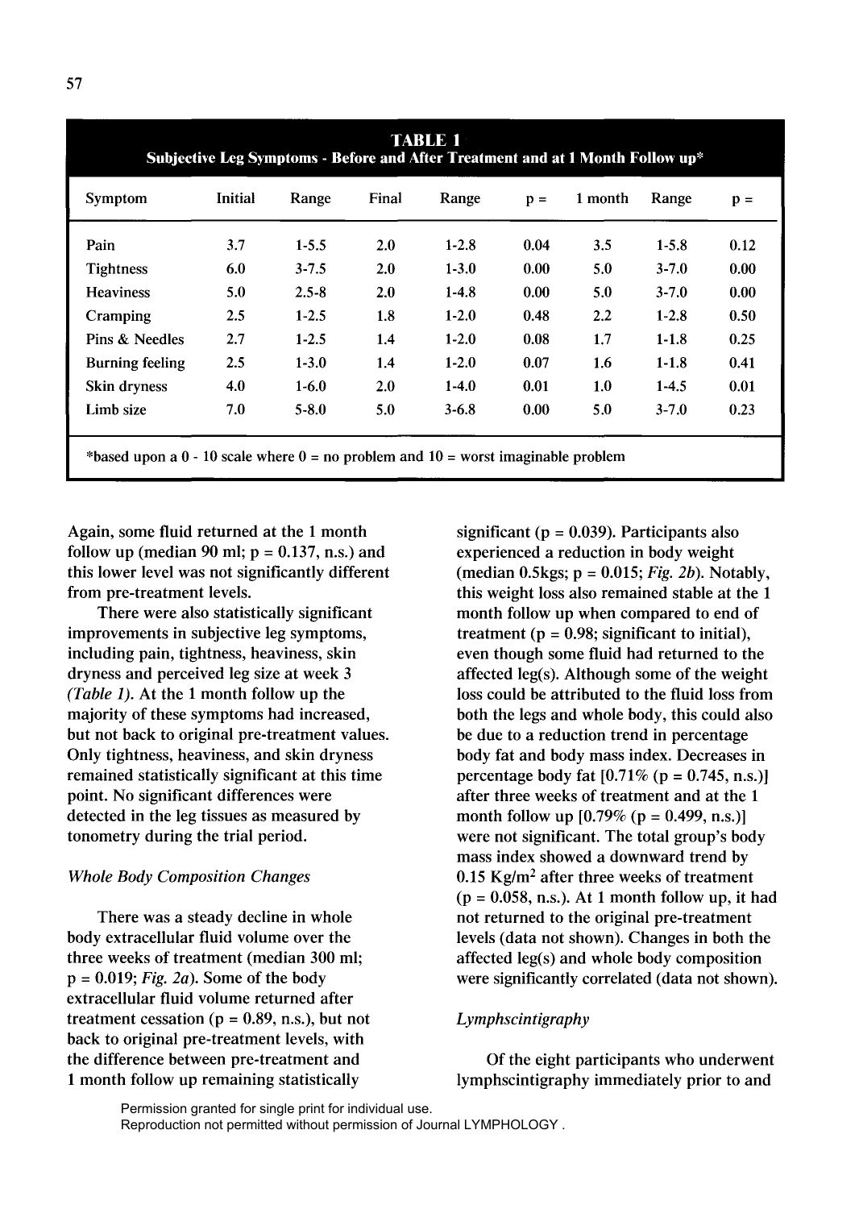**TABLE 1**
**Subjective Leg Symptoms - Before and After Treatment and at 1 Month Follow up***

| Symptom | Initial | Range | Final | Range | p = | 1 month | Range | p = |
|---|---|---|---|---|---|---|---|---|
| Pain | 3.7 | 1-5.5 | 2.0 | 1-2.8 | 0.04 | 3.5 | 1-5.8 | 0.12 |
| Tightness | 6.0 | 3-7.5 | 2.0 | 1-3.0 | 0.00 | 5.0 | 3-7.0 | 0.00 |
| Heaviness | 5.0 | 2.5-8 | 2.0 | 1-4.8 | 0.00 | 5.0 | 3-7.0 | 0.00 |
| Cramping | 2.5 | 1-2.5 | 1.8 | 1-2.0 | 0.48 | 2.2 | 1-2.8 | 0.50 |
| Pins & Needles | 2.7 | 1-2.5 | 1.4 | 1-2.0 | 0.08 | 1.7 | 1-1.8 | 0.25 |
| Burning feeling | 2.5 | 1-3.0 | 1.4 | 1-2.0 | 0.07 | 1.6 | 1-1.8 | 0.41 |
| Skin dryness | 4.0 | 1-6.0 | 2.0 | 1-4.0 | 0.01 | 1.0 | 1-4.5 | 0.01 |
| Limb size | 7.0 | 5-8.0 | 5.0 | 3-6.8 | 0.00 | 5.0 | 3-7.0 | 0.23 |

*based upon a 0 - 10 scale where 0 = no problem and 10 = worst imaginable problem

Again, some fluid returned at the 1 month follow up (median 90 ml; p = 0.137, n.s.) and this lower level was not significantly different from pre-treatment levels.

There were also statistically significant improvements in subjective leg symptoms, including pain, tightness, heaviness, skin dryness and perceived leg size at week 3 *(Table 1)*. At the 1 month follow up the majority of these symptoms had increased, but not back to original pre-treatment values. Only tightness, heaviness, and skin dryness remained statistically significant at this time point. No significant differences were detected in the leg tissues as measured by tonometry during the trial period.

*Whole Body Composition Changes*

There was a steady decline in whole body extracellular fluid volume over the three weeks of treatment (median 300 ml; p = 0.019; *Fig. 2a*). Some of the body extracellular fluid volume returned after treatment cessation (p = 0.89, n.s.), but not back to original pre-treatment levels, with the difference between pre-treatment and 1 month follow up remaining statistically significant (p = 0.039). Participants also experienced a reduction in body weight (median 0.5kgs; p = 0.015; *Fig. 2b*). Notably, this weight loss also remained stable at the 1 month follow up when compared to end of treatment (p = 0.98; significant to initial), even though some fluid had returned to the affected leg(s). Although some of the weight loss could be attributed to the fluid loss from both the legs and whole body, this could also be due to a reduction trend in percentage body fat and body mass index. Decreases in percentage body fat [0.71% (p = 0.745, n.s.)] after three weeks of treatment and at the 1 month follow up [0.79% (p = 0.499, n.s.)] were not significant. The total group's body mass index showed a downward trend by 0.15 $Kg/m^2$ after three weeks of treatment (p = 0.058, n.s.). At 1 month follow up, it had not returned to the original pre-treatment levels (data not shown). Changes in both the affected leg(s) and whole body composition were significantly correlated (data not shown).

*Lymphscintigraphy*

Of the eight participants who underwent lymphscintigraphy immediately prior to and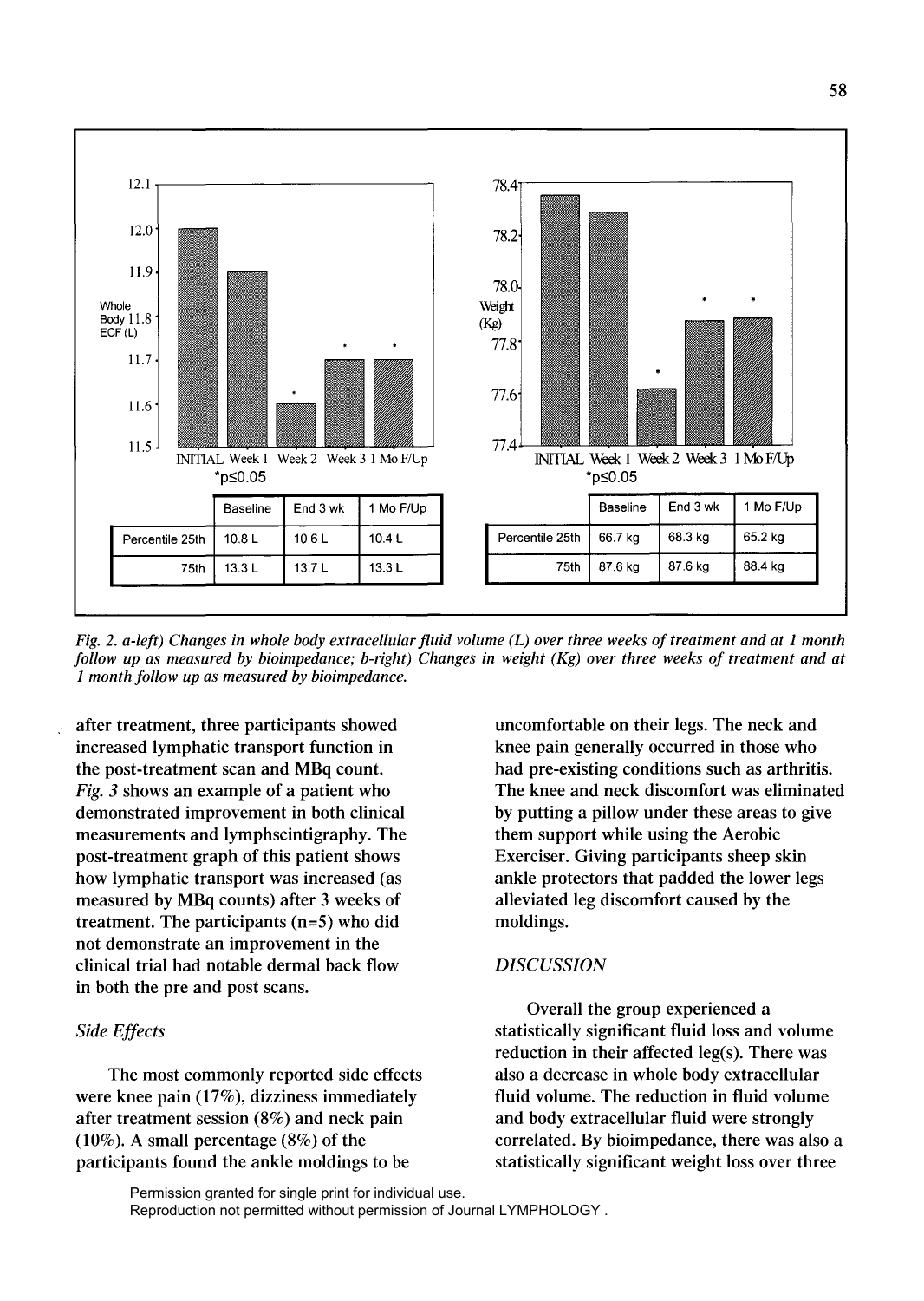|  | Baseline | End 3 wk | 1 Mo F/Up |
|---|---|---|---|
| Percentile 25th | 10.8 L | 10.6 L | 10.4 L |
| 75th | 13.3 L | 13.7 L | 13.3 L |

|  | Baseline | End 3 wk | 1 Mo F/Up |
|---|---|---|---|
| Percentile 25th | 66.7 kg | 68.3 kg | 65.2 kg |
| 75th | 87.6 kg | 87.6 kg | 88.4 kg |

*Fig. 2. a-left) Changes in whole body extracellular fluid volume (L) over three weeks of treatment and at 1 month follow up as measured by bioimpedance; b-right) Changes in weight (Kg) over three weeks of treatment and at 1 month follow up as measured by bioimpedance.*

after treatment, three participants showed increased lymphatic transport function in the post-treatment scan and MBq count. *Fig. 3* shows an example of a patient who demonstrated improvement in both clinical measurements and lymphscintigraphy. The post-treatment graph of this patient shows how lymphatic transport was increased (as measured by MBq counts) after 3 weeks of treatment. The participants (n=5) who did not demonstrate an improvement in the clinical trial had notable dermal back flow in both the pre and post scans.

### *Side Effects*

The most commonly reported side effects were knee pain (17%), dizziness immediately after treatment session (8%) and neck pain (10%). A small percentage (8%) of the participants found the ankle moldings to be uncomfortable on their legs. The neck and knee pain generally occurred in those who had pre-existing conditions such as arthritis. The knee and neck discomfort was eliminated by putting a pillow under these areas to give them support while using the Aerobic Exerciser. Giving participants sheep skin ankle protectors that padded the lower legs alleviated leg discomfort caused by the moldings.

## *DISCUSSION*

Overall the group experienced a statistically significant fluid loss and volume reduction in their affected leg(s). There was also a decrease in whole body extracellular fluid volume. The reduction in fluid volume and body extracellular fluid were strongly correlated. By bioimpedance, there was also a statistically significant weight loss over three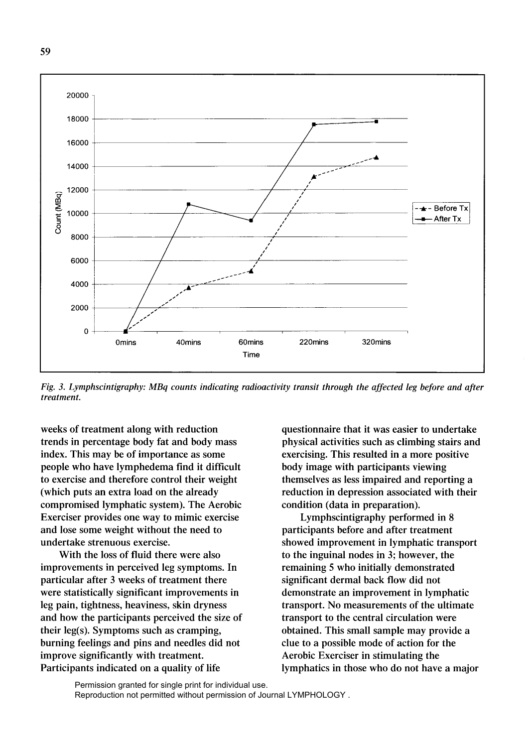Fig. 3. Lymphscintigraphy: MBq counts indicating radioactivity transit through the affected leg before and after treatment.

weeks of treatment along with reduction trends in percentage body fat and body mass index. This may be of importance as some people who have lymphedema find it difficult to exercise and therefore control their weight (which puts an extra load on the already compromised lymphatic system). The Aerobic Exerciser provides one way to mimic exercise and lose some weight without the need to undertake strenuous exercise.

With the loss of fluid there were also improvements in perceived leg symptoms. In particular after 3 weeks of treatment there were statistically significant improvements in leg pain, tightness, heaviness, skin dryness and how the participants perceived the size of their leg(s). Symptoms such as cramping, burning feelings and pins and needles did not improve significantly with treatment. Participants indicated on a quality of life questionnaire that it was easier to undertake physical activities such as climbing stairs and exercising. This resulted in a more positive body image with participants viewing themselves as less impaired and reporting a reduction in depression associated with their condition (data in preparation).

Lymphscintigraphy performed in 8 participants before and after treatment showed improvement in lymphatic transport to the inguinal nodes in 3; however, the remaining 5 who initially demonstrated significant dermal back flow did not demonstrate an improvement in lymphatic transport. No measurements of the ultimate transport to the central circulation were obtained. This small sample may provide a clue to a possible mode of action for the Aerobic Exerciser in stimulating the lymphatics in those who do not have a major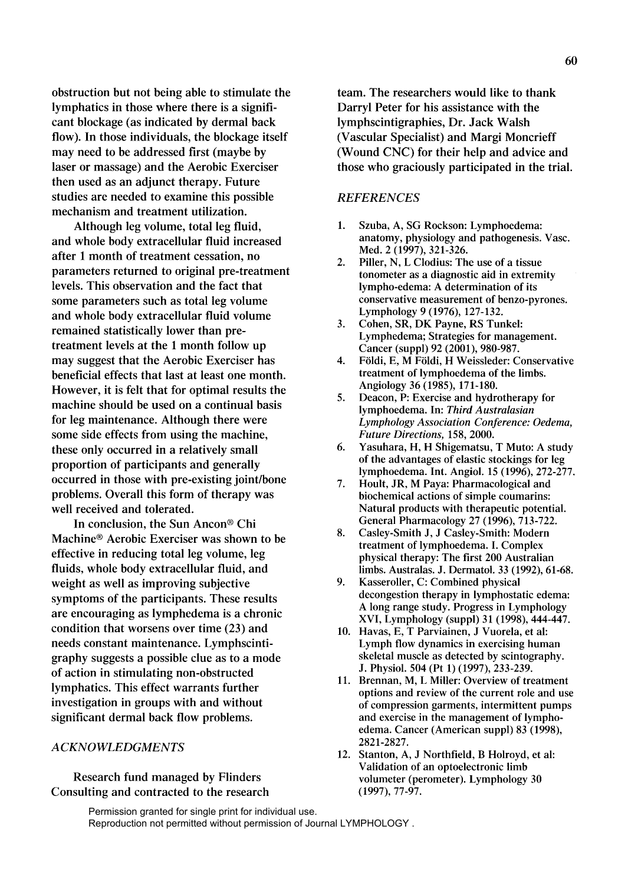obstruction but not being able to stimulate the lymphatics in those where there is a significant blockage (as indicated by dermal back flow). In those individuals, the blockage itself may need to be addressed first (maybe by laser or massage) and the Aerobic Exerciser then used as an adjunct therapy. Future studies are needed to examine this possible mechanism and treatment utilization.

Although leg volume, total leg fluid, and whole body extracellular fluid increased after 1 month of treatment cessation, no parameters returned to original pre-treatment levels. This observation and the fact that some parameters such as total leg volume and whole body extracellular fluid volume remained statistically lower than pre-treatment levels at the 1 month follow up may suggest that the Aerobic Exerciser has beneficial effects that last at least one month. However, it is felt that for optimal results the machine should be used on a continual basis for leg maintenance. Although there were some side effects from using the machine, these only occurred in a relatively small proportion of participants and generally occurred in those with pre-existing joint/bone problems. Overall this form of therapy was well received and tolerated.

In conclusion, the Sun Ancon® Chi Machine® Aerobic Exerciser was shown to be effective in reducing total leg volume, leg fluids, whole body extracellular fluid, and weight as well as improving subjective symptoms of the participants. These results are encouraging as lymphedema is a chronic condition that worsens over time (23) and needs constant maintenance. Lymphscintigraphy suggests a possible clue as to a mode of action in stimulating non-obstructed lymphatics. This effect warrants further investigation in groups with and without significant dermal back flow problems.

## *ACKNOWLEDGMENTS*

Research fund managed by Flinders Consulting and contracted to the research team. The researchers would like to thank Darryl Peter for his assistance with the lymphscintigraphies, Dr. Jack Walsh (Vascular Specialist) and Margi Moncrieff (Wound CNC) for their help and advice and those who graciously participated in the trial.

## *REFERENCES*

1. Szuba, A, SG Rockson: Lymphoedema: anatomy, physiology and pathogenesis. Vasc. Med. 2 (1997), 321-326.
2. Piller, N, L Clodius: The use of a tissue tonometer as a diagnostic aid in extremity lympho-edema: A determination of its conservative measurement of benzo-pyrones. Lymphology 9 (1976), 127-132.
3. Cohen, SR, DK Payne, RS Tunkel: Lymphedema; Strategies for management. Cancer (suppl) 92 (2001), 980-987.
4. Földi, E, M Földi, H Weissleder: Conservative treatment of lymphoedema of the limbs. Angiology 36 (1985), 171-180.
5. Deacon, P: Exercise and hydrotherapy for lymphoedema. In: *Third Australasian Lymphology Association Conference: Oedema, Future Directions,* 158, 2000.
6. Yasuhara, H, H Shigematsu, T Muto: A study of the advantages of elastic stockings for leg lymphoedema. Int. Angiol. 15 (1996), 272-277.
7. Hoult, JR, M Paya: Pharmacological and biochemical actions of simple coumarins: Natural products with therapeutic potential. General Pharmacology 27 (1996), 713-722.
8. Casley-Smith J, J Casley-Smith: Modern treatment of lymphoedema. I. Complex physical therapy: The first 200 Australian limbs. Australas. J. Dermatol. 33 (1992), 61-68.
9. Kasseroller, C: Combined physical decongestion therapy in lymphostatic edema: A long range study. Progress in Lymphology XVI, Lymphology (suppl) 31 (1998), 444-447.
10. Havas, E, T Parviainen, J Vuorela, et al: Lymph flow dynamics in exercising human skeletal muscle as detected by scintography. J. Physiol. 504 (Pt 1) (1997), 233-239.
11. Brennan, M, L Miller: Overview of treatment options and review of the current role and use of compression garments, intermittent pumps and exercise in the management of lympho-edema. Cancer (American suppl) 83 (1998), 2821-2827.
12. Stanton, A, J Northfield, B Holroyd, et al: Validation of an optoelectronic limb volumeter (perometer). Lymphology 30 (1997), 77-97.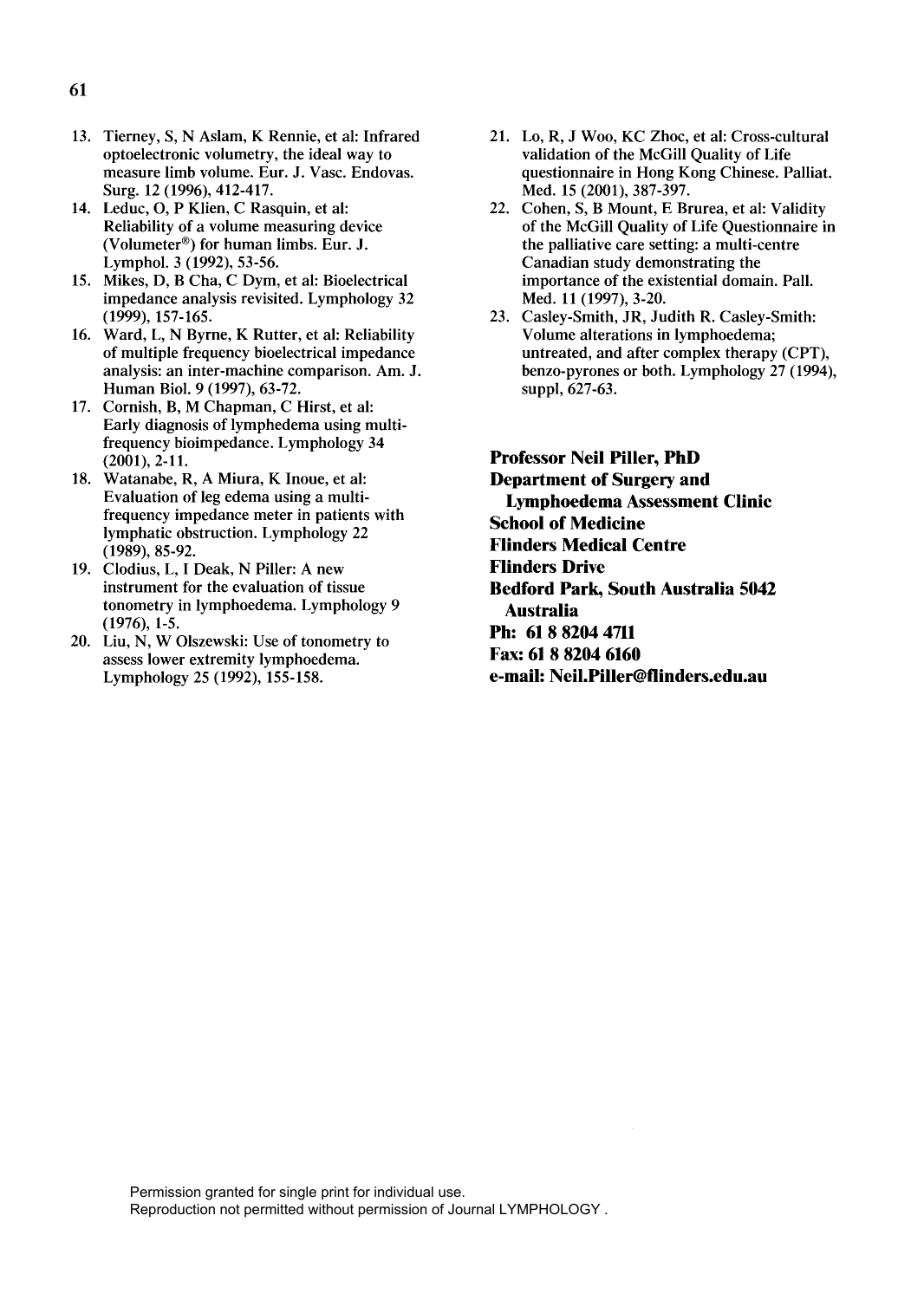13. Tierney, S, N Aslam, K Rennie, et al: Infrared optoelectronic volumetry, the ideal way to measure limb volume. Eur. J. Vasc. Endovas. Surg. 12 (1996), 412-417.
14. Leduc, O, P Klien, C Rasquin, et al: Reliability of a volume measuring device (Volumeter®) for human limbs. Eur. J. Lymphol. 3 (1992), 53-56.
15. Mikes, D, B Cha, C Dym, et al: Bioelectrical impedance analysis revisited. Lymphology 32 (1999), 157-165.
16. Ward, L, N Byrne, K Rutter, et al: Reliability of multiple frequency bioelectrical impedance analysis: an inter-machine comparison. Am. J. Human Biol. 9 (1997), 63-72.
17. Cornish, B, M Chapman, C Hirst, et al: Early diagnosis of lymphedema using multi-frequency bioimpedance. Lymphology 34 (2001), 2-11.
18. Watanabe, R, A Miura, K Inoue, et al: Evaluation of leg edema using a multi-frequency impedance meter in patients with lymphatic obstruction. Lymphology 22 (1989), 85-92.
19. Clodius, L, I Deak, N Piller: A new instrument for the evaluation of tissue tonometry in lymphoedema. Lymphology 9 (1976), 1-5.
20. Liu, N, W Olszewski: Use of tonometry to assess lower extremity lymphoedema. Lymphology 25 (1992), 155-158.
21. Lo, R, J Woo, KC Zhoc, et al: Cross-cultural validation of the McGill Quality of Life questionnaire in Hong Kong Chinese. Palliat. Med. 15 (2001), 387-397.
22. Cohen, S, B Mount, E Brurea, et al: Validity of the McGill Quality of Life Questionnaire in the palliative care setting: a multi-centre Canadian study demonstrating the importance of the existential domain. Pall. Med. 11 (1997), 3-20.
23. Casley-Smith, JR, Judith R. Casley-Smith: Volume alterations in lymphoedema; untreated, and after complex therapy (CPT), benzo-pyrones or both. Lymphology 27 (1994), suppl, 627-63.

**Professor Neil Piller, PhD**
**Department of Surgery and Lymphoedema Assessment Clinic**
**School of Medicine**
**Flinders Medical Centre**
**Flinders Drive**
**Bedford Park, South Australia 5042 Australia**
**Ph: 61 8 8204 4711**
**Fax: 61 8 8204 6160**
**e-mail: Neil.Piller@flinders.edu.au**

Permission granted for single print for individual use.
Reproduction not permitted without permission of Journal LYMPHOLOGY .